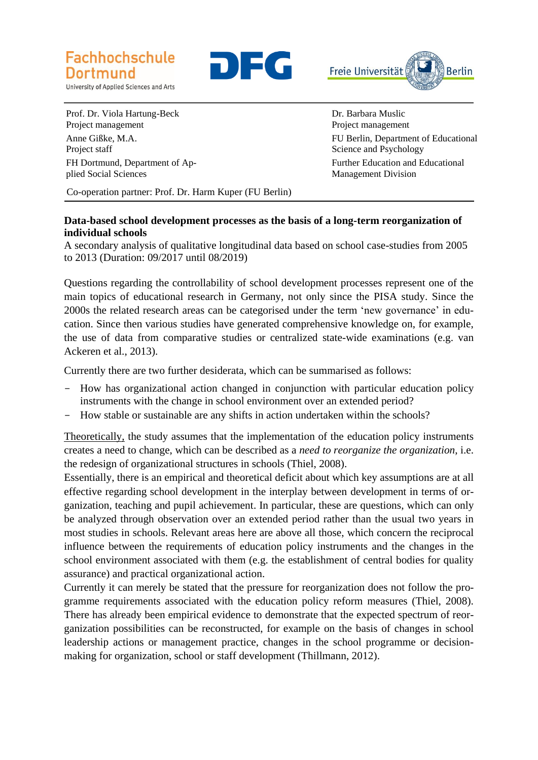Fachhochschule Dortmund
University of Applied Sciences and Arts

DFG

Freie Universität Berlin

| | |
|---|---|
| Prof. Dr. Viola Hartung-Beck<br>Project management | Dr. Barbara Muslic<br>Project management |
| Anne Gißke, M.A.<br>Project staff | FU Berlin, Department of Educational Science and Psychology |
| FH Dortmund, Department of Applied Social Sciences | Further Education and Educational Management Division |

Co-operation partner: Prof. Dr. Harm Kuper (FU Berlin)

**Data-based school development processes as the basis of a long-term reorganization of individual schools**

A secondary analysis of qualitative longitudinal data based on school case-studies from 2005 to 2013 (Duration: 09/2017 until 08/2019)

Questions regarding the controllability of school development processes represent one of the main topics of educational research in Germany, not only since the PISA study. Since the 2000s the related research areas can be categorised under the term 'new governance' in education. Since then various studies have generated comprehensive knowledge on, for example, the use of data from comparative studies or centralized state-wide examinations (e.g. van Ackeren et al., 2013).

Currently there are two further desiderata, which can be summarised as follows:

- How has organizational action changed in conjunction with particular education policy instruments with the change in school environment over an extended period?
- How stable or sustainable are any shifts in action undertaken within the schools?

Theoretically, the study assumes that the implementation of the education policy instruments creates a need to change, which can be described as a *need to reorganize the organization*, i.e. the redesign of organizational structures in schools (Thiel, 2008).

Essentially, there is an empirical and theoretical deficit about which key assumptions are at all effective regarding school development in the interplay between development in terms of organization, teaching and pupil achievement. In particular, these are questions, which can only be analyzed through observation over an extended period rather than the usual two years in most studies in schools. Relevant areas here are above all those, which concern the reciprocal influence between the requirements of education policy instruments and the changes in the school environment associated with them (e.g. the establishment of central bodies for quality assurance) and practical organizational action.

Currently it can merely be stated that the pressure for reorganization does not follow the programme requirements associated with the education policy reform measures (Thiel, 2008). There has already been empirical evidence to demonstrate that the expected spectrum of reorganization possibilities can be reconstructed, for example on the basis of changes in school leadership actions or management practice, changes in the school programme or decision-making for organization, school or staff development (Thillmann, 2012).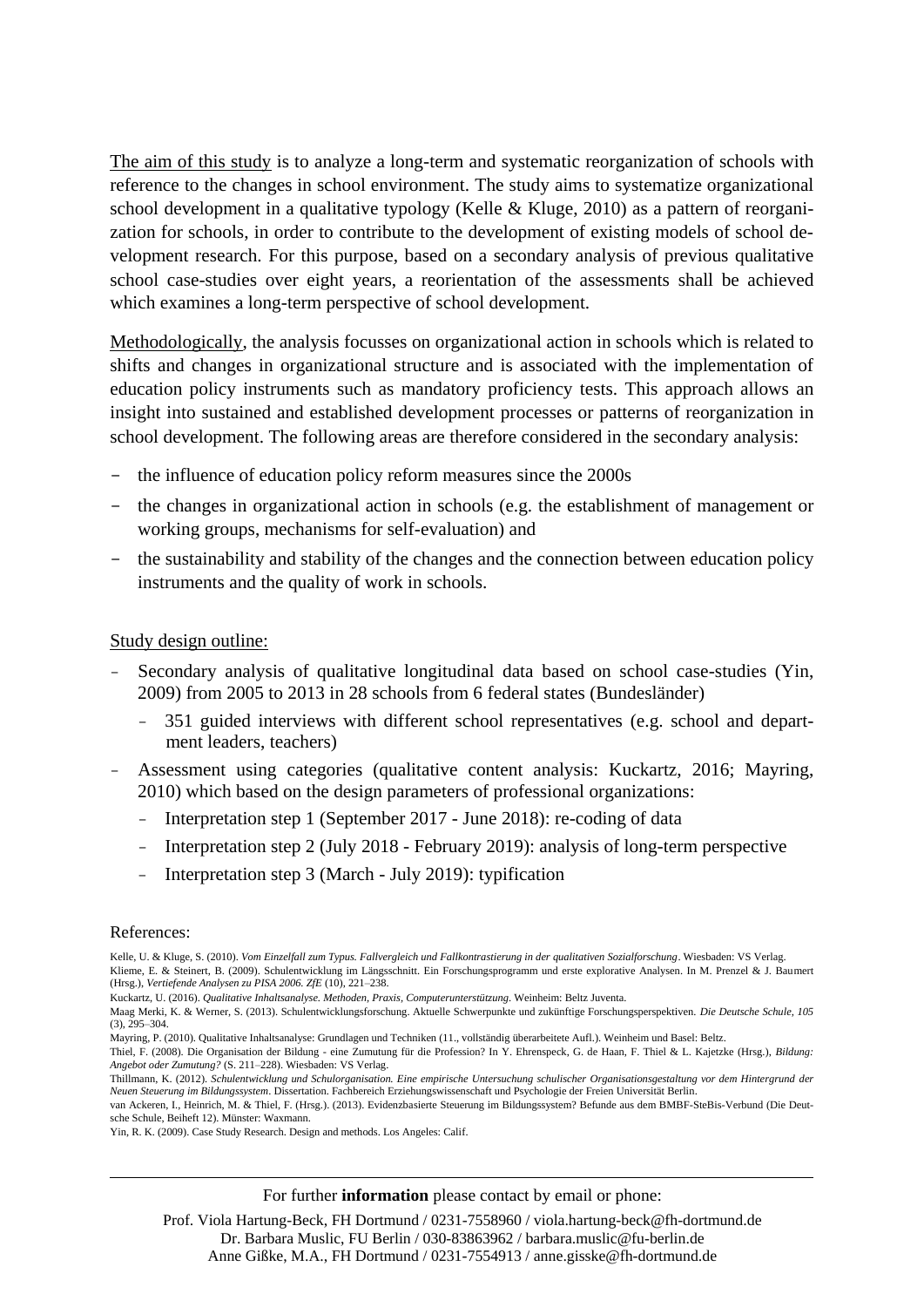The aim of this study is to analyze a long-term and systematic reorganization of schools with reference to the changes in school environment. The study aims to systematize organizational school development in a qualitative typology (Kelle & Kluge, 2010) as a pattern of reorganization for schools, in order to contribute to the development of existing models of school development research. For this purpose, based on a secondary analysis of previous qualitative school case-studies over eight years, a reorientation of the assessments shall be achieved which examines a long-term perspective of school development.

Methodologically, the analysis focusses on organizational action in schools which is related to shifts and changes in organizational structure and is associated with the implementation of education policy instruments such as mandatory proficiency tests. This approach allows an insight into sustained and established development processes or patterns of reorganization in school development. The following areas are therefore considered in the secondary analysis:

- the influence of education policy reform measures since the 2000s
- the changes in organizational action in schools (e.g. the establishment of management or working groups, mechanisms for self-evaluation) and
- the sustainability and stability of the changes and the connection between education policy instruments and the quality of work in schools.

Study design outline:

- Secondary analysis of qualitative longitudinal data based on school case-studies (Yin, 2009) from 2005 to 2013 in 28 schools from 6 federal states (Bundesländer)
  - 351 guided interviews with different school representatives (e.g. school and department leaders, teachers)
- Assessment using categories (qualitative content analysis: Kuckartz, 2016; Mayring, 2010) which based on the design parameters of professional organizations:
  - Interpretation step 1 (September 2017 - June 2018): re-coding of data
  - Interpretation step 2 (July 2018 - February 2019): analysis of long-term perspective
  - Interpretation step 3 (March - July 2019): typification

References:

Kelle, U. & Kluge, S. (2010). *Vom Einzelfall zum Typus. Fallvergleich und Fallkontrastierung in der qualitativen Sozialforschung*. Wiesbaden: VS Verlag.

Klieme, E. & Steinert, B. (2009). Schulentwicklung im Längsschnitt. Ein Forschungsprogramm und erste explorative Analysen. In M. Prenzel & J. Baumert (Hrsg.), *Vertiefende Analysen zu PISA 2006. ZfE* (10), 221–238.

Kuckartz, U. (2016). *Qualitative Inhaltsanalyse. Methoden, Praxis, Computerunterstützung*. Weinheim: Beltz Juventa.

Maag Merki, K. & Werner, S. (2013). Schulentwicklungsforschung. Aktuelle Schwerpunkte und zukünftige Forschungsperspektiven. *Die Deutsche Schule, 105* (3), 295–304.

Mayring, P. (2010). Qualitative Inhaltsanalyse: Grundlagen und Techniken (11., vollständig überarbeitete Aufl.). Weinheim und Basel: Beltz.

Thiel, F. (2008). Die Organisation der Bildung - eine Zumutung für die Profession? In Y. Ehrenspeck, G. de Haan, F. Thiel & L. Kajetzke (Hrsg.), *Bildung: Angebot oder Zumutung?* (S. 211–228). Wiesbaden: VS Verlag.

Thillmann, K. (2012). *Schulentwicklung und Schulorganisation. Eine empirische Untersuchung schulischer Organisationsgestaltung vor dem Hintergrund der Neuen Steuerung im Bildungssystem*. Dissertation. Fachbereich Erziehungswissenschaft und Psychologie der Freien Universität Berlin.

van Ackeren, I., Heinrich, M. & Thiel, F. (Hrsg.). (2013). Evidenzbasierte Steuerung im Bildungssystem? Befunde aus dem BMBF-SteBis-Verbund (Die Deutsche Schule, Beiheft 12). Münster: Waxmann.

Yin, R. K. (2009). Case Study Research. Design and methods. Los Angeles: Calif.

---

For further **information** please contact by email or phone:

Prof. Viola Hartung-Beck, FH Dortmund / 0231-7558960 / viola.hartung-beck@fh-dortmund.de
Dr. Barbara Muslic, FU Berlin / 030-83863962 / barbara.muslic@fu-berlin.de
Anne Gißke, M.A., FH Dortmund / 0231-7554913 / anne.gisske@fh-dortmund.de